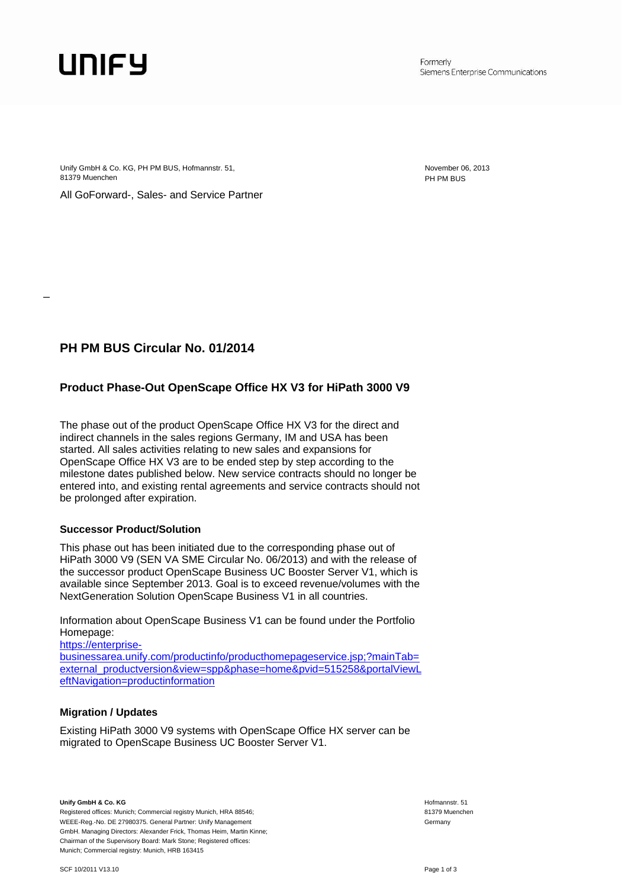UNIFY

Formerly
Siemens Enterprise Communications

Unify GmbH & Co. KG, PH PM BUS, Hofmannstr. 51,
81379 Muenchen

All GoForward-, Sales- and Service Partner

November 06, 2013
PH PM BUS

## PH PM BUS Circular No. 01/2014

### Product Phase-Out OpenScape Office HX V3 for HiPath 3000 V9

The phase out of the product OpenScape Office HX V3 for the direct and indirect channels in the sales regions Germany, IM and USA has been started. All sales activities relating to new sales and expansions for OpenScape Office HX V3 are to be ended step by step according to the milestone dates published below. New service contracts should no longer be entered into, and existing rental agreements and service contracts should not be prolonged after expiration.

#### Successor Product/Solution

This phase out has been initiated due to the corresponding phase out of HiPath 3000 V9 (SEN VA SME Circular No. 06/2013) and with the release of the successor product OpenScape Business UC Booster Server V1, which is available since September 2013. Goal is to exceed revenue/volumes with the NextGeneration Solution OpenScape Business V1 in all countries.

Information about OpenScape Business V1 can be found under the Portfolio Homepage:
https://enterprise-businessarea.unify.com/productinfo/producthomepageservice.jsp;?mainTab=external_productversion&view=spp&phase=home&pvid=515258&portalViewLeftNavigation=productinformation

#### Migration / Updates

Existing HiPath 3000 V9 systems with OpenScape Office HX server can be migrated to OpenScape Business UC Booster Server V1.

**Unify GmbH & Co. KG**
Registered offices: Munich; Commercial registry Munich, HRA 88546; WEEE-Reg.-No. DE 27980375. General Partner: Unify Management GmbH. Managing Directors: Alexander Frick, Thomas Heim, Martin Kinne; Chairman of the Supervisory Board: Mark Stone; Registered offices: Munich; Commercial registry: Munich, HRB 163415

Hofmannstr. 51
81379 Muenchen
Germany

SCF 10/2011 V13.10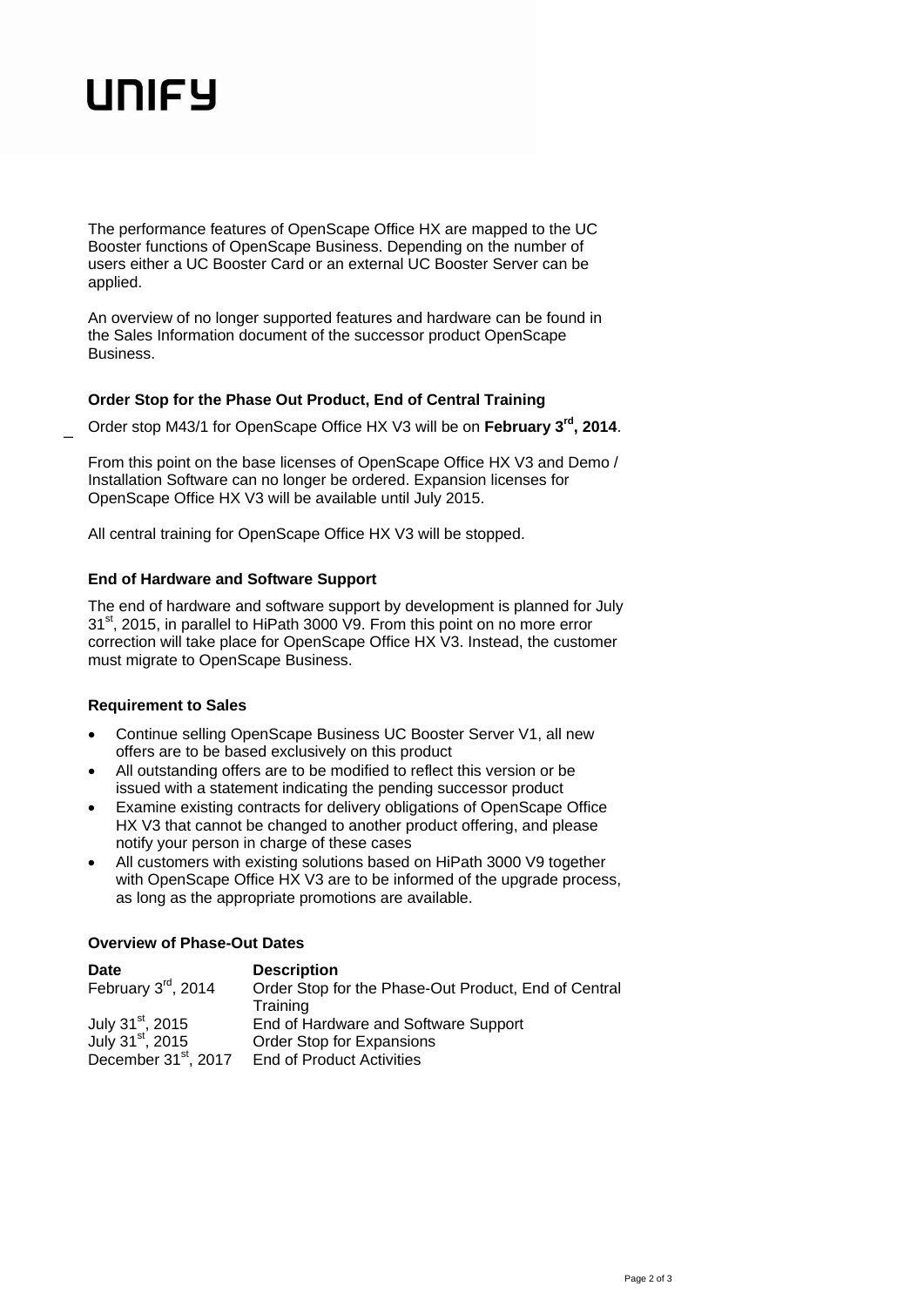The performance features of OpenScape Office HX are mapped to the UC Booster functions of OpenScape Business. Depending on the number of users either a UC Booster Card or an external UC Booster Server can be applied.

An overview of no longer supported features and hardware can be found in the Sales Information document of the successor product OpenScape Business.

### Order Stop for the Phase Out Product, End of Central Training

Order stop M43/1 for OpenScape Office HX V3 will be on **February 3rd, 2014**.

From this point on the base licenses of OpenScape Office HX V3 and Demo / Installation Software can no longer be ordered. Expansion licenses for OpenScape Office HX V3 will be available until July 2015.

All central training for OpenScape Office HX V3 will be stopped.

### End of Hardware and Software Support

The end of hardware and software support by development is planned for July 31st, 2015, in parallel to HiPath 3000 V9. From this point on no more error correction will take place for OpenScape Office HX V3. Instead, the customer must migrate to OpenScape Business.

### Requirement to Sales

- Continue selling OpenScape Business UC Booster Server V1, all new offers are to be based exclusively on this product
- All outstanding offers are to be modified to reflect this version or be issued with a statement indicating the pending successor product
- Examine existing contracts for delivery obligations of OpenScape Office HX V3 that cannot be changed to another product offering, and please notify your person in charge of these cases
- All customers with existing solutions based on HiPath 3000 V9 together with OpenScape Office HX V3 are to be informed of the upgrade process, as long as the appropriate promotions are available.

### Overview of Phase-Out Dates

| Date | Description |
|---|---|
| February 3rd, 2014 | Order Stop for the Phase-Out Product, End of Central Training |
| July 31st, 2015 | End of Hardware and Software Support |
| July 31st, 2015 | Order Stop for Expansions |
| December 31st, 2017 | End of Product Activities |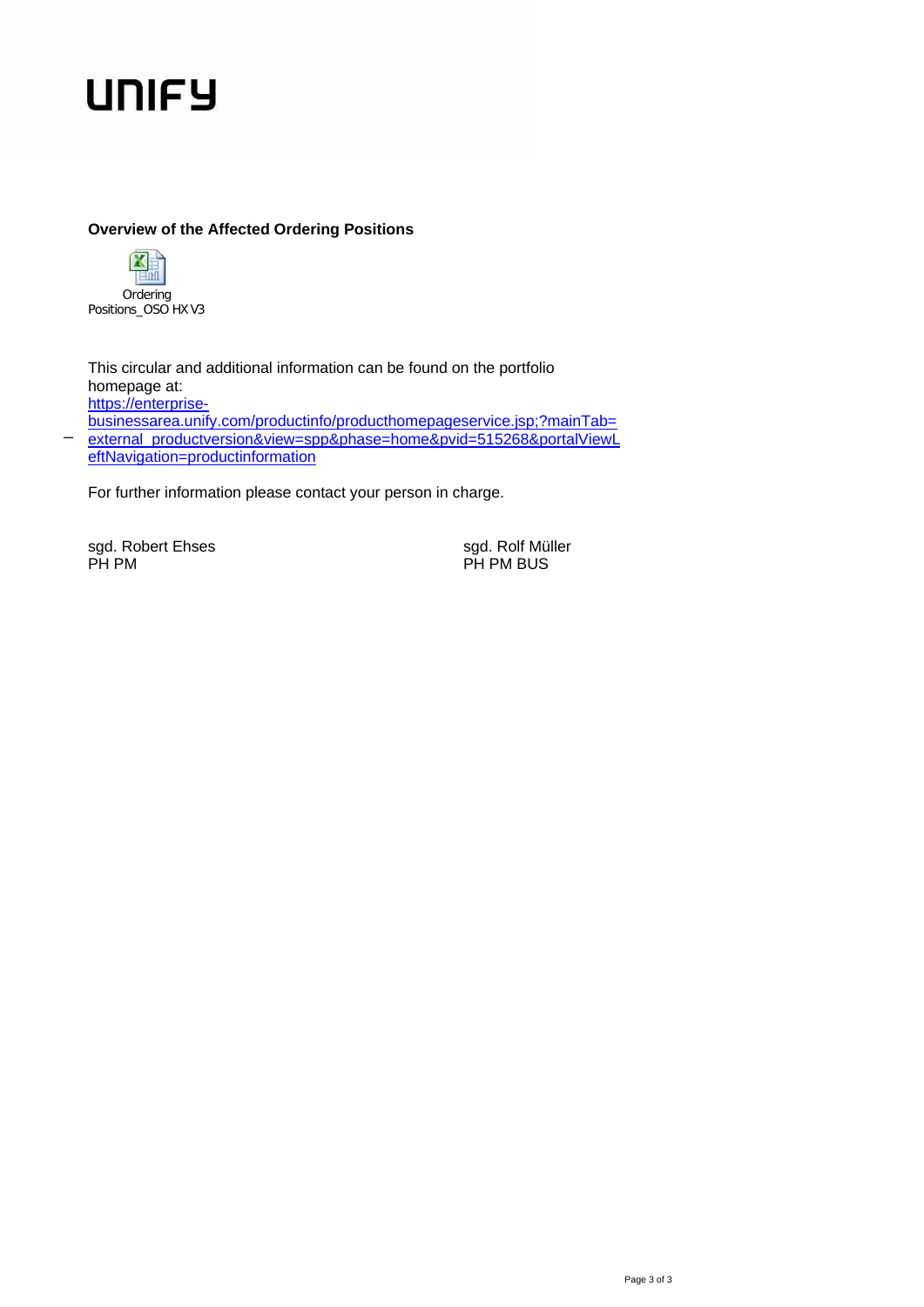**Overview of the Affected Ordering Positions**

Ordering Positions_OSO HX V3

This circular and additional information can be found on the portfolio homepage at:
https://enterprise-businessarea.unify.com/productinfo/producthomepageservice.jsp;?mainTab=external_productversion&view=spp&phase=home&pvid=515268&portalViewLeftNavigation=productinformation

For further information please contact your person in charge.

sgd. Robert Ehses
PH PM

sgd. Rolf Müller
PH PM BUS